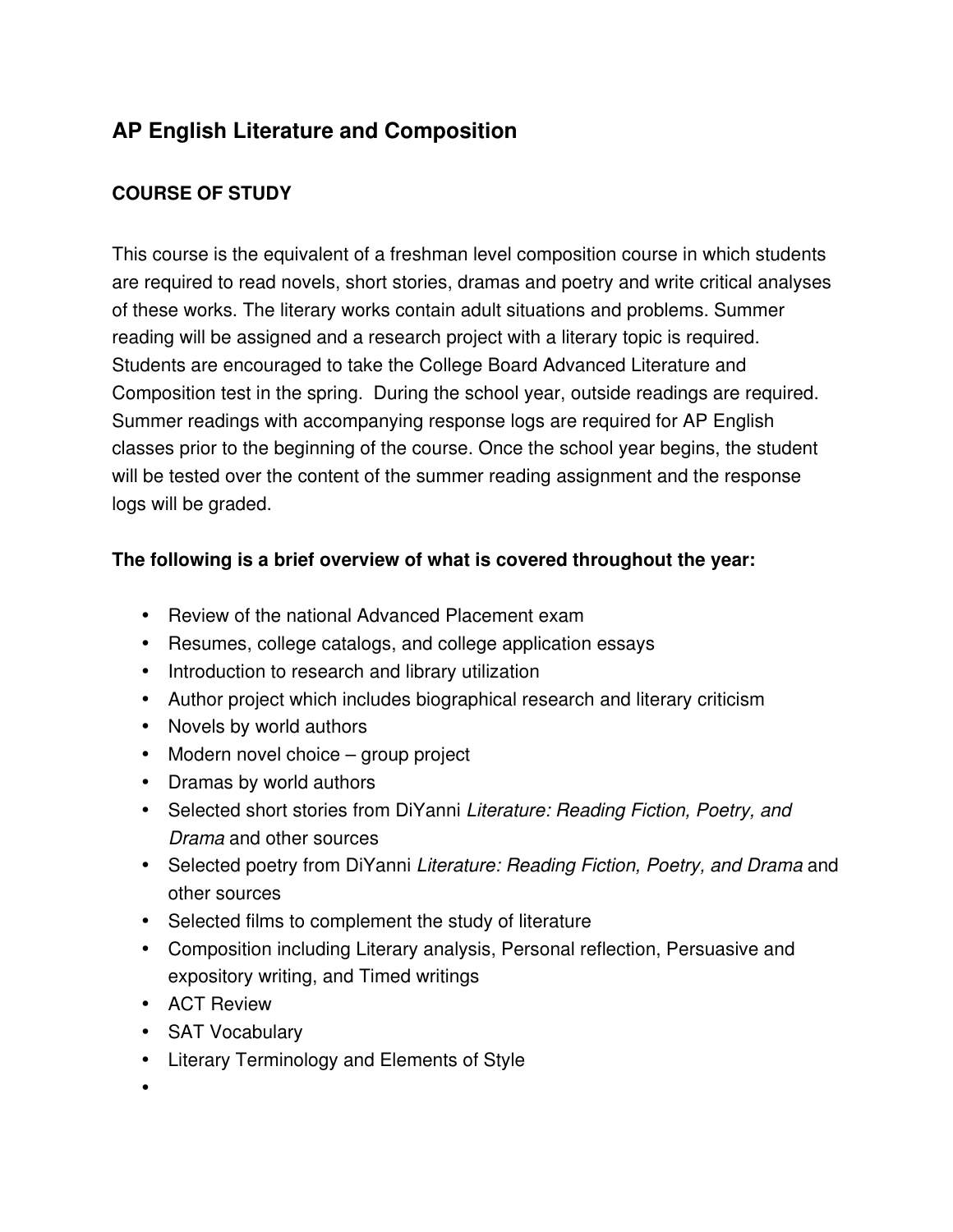# AP English Literature and Composition

**COURSE OF STUDY**

This course is the equivalent of a freshman level composition course in which students are required to read novels, short stories, dramas and poetry and write critical analyses of these works. The literary works contain adult situations and problems. Summer reading will be assigned and a research project with a literary topic is required. Students are encouraged to take the College Board Advanced Literature and Composition test in the spring. During the school year, outside readings are required. Summer readings with accompanying response logs are required for AP English classes prior to the beginning of the course. Once the school year begins, the student will be tested over the content of the summer reading assignment and the response logs will be graded.

**The following is a brief overview of what is covered throughout the year:**

- Review of the national Advanced Placement exam
- Resumes, college catalogs, and college application essays
- Introduction to research and library utilization
- Author project which includes biographical research and literary criticism
- Novels by world authors
- Modern novel choice – group project
- Dramas by world authors
- Selected short stories from DiYanni *Literature: Reading Fiction, Poetry, and Drama* and other sources
- Selected poetry from DiYanni *Literature: Reading Fiction, Poetry, and Drama* and other sources
- Selected films to complement the study of literature
- Composition including Literary analysis, Personal reflection, Persuasive and expository writing, and Timed writings
- ACT Review
- SAT Vocabulary
- Literary Terminology and Elements of Style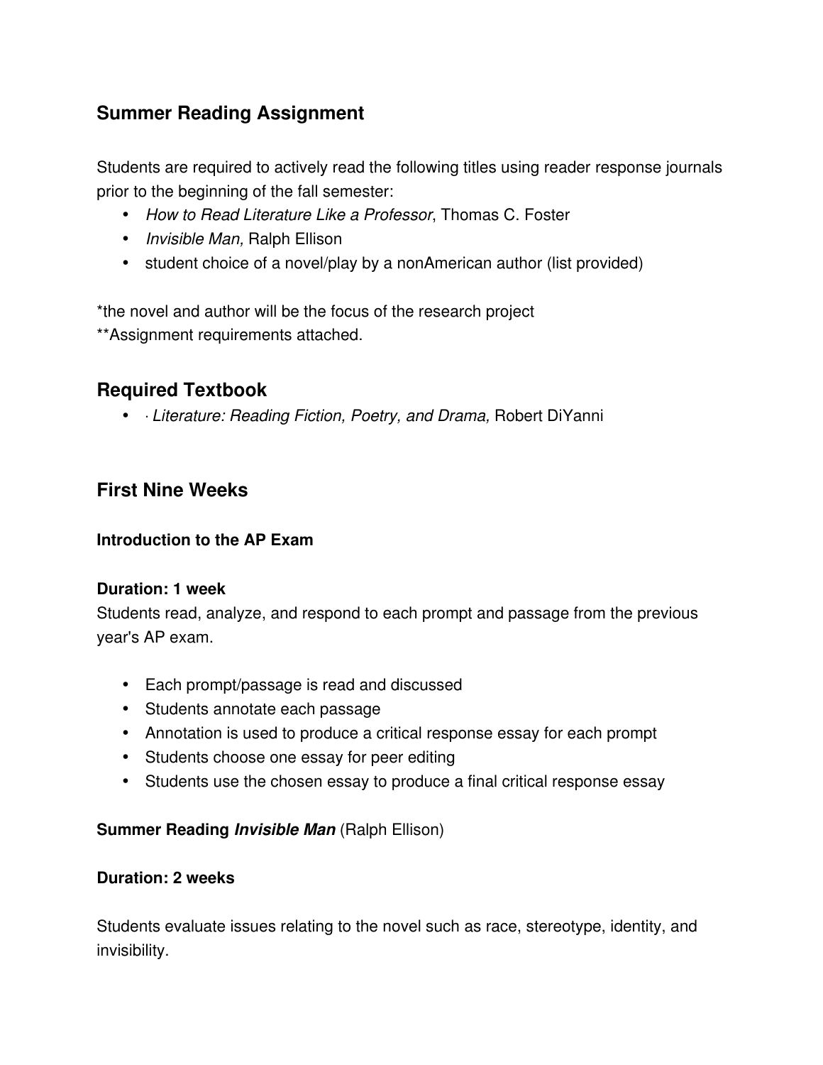## Summer Reading Assignment

Students are required to actively read the following titles using reader response journals prior to the beginning of the fall semester:

- *How to Read Literature Like a Professor*, Thomas C. Foster
- *Invisible Man,* Ralph Ellison
- student choice of a novel/play by a nonAmerican author (list provided)

*the novel and author will be the focus of the research project
**Assignment requirements attached.

## Required Textbook

- · *Literature: Reading Fiction, Poetry, and Drama,* Robert DiYanni

## First Nine Weeks

**Introduction to the AP Exam**

**Duration: 1 week**
Students read, analyze, and respond to each prompt and passage from the previous year's AP exam.

- Each prompt/passage is read and discussed
- Students annotate each passage
- Annotation is used to produce a critical response essay for each prompt
- Students choose one essay for peer editing
- Students use the chosen essay to produce a final critical response essay

**Summer Reading *Invisible Man*** (Ralph Ellison)

**Duration: 2 weeks**

Students evaluate issues relating to the novel such as race, stereotype, identity, and invisibility.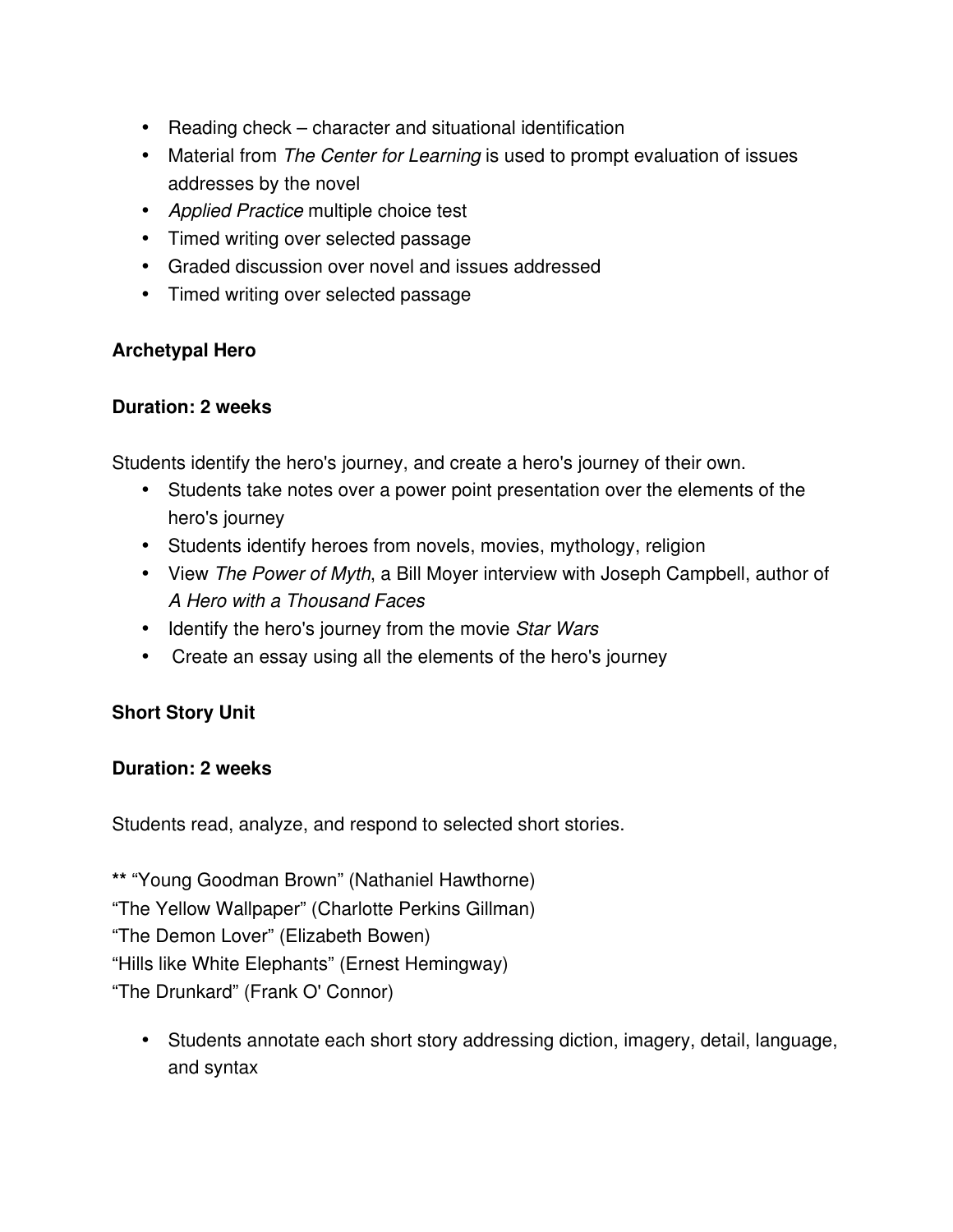- Reading check – character and situational identification
- Material from *The Center for Learning* is used to prompt evaluation of issues addresses by the novel
- *Applied Practice* multiple choice test
- Timed writing over selected passage
- Graded discussion over novel and issues addressed
- Timed writing over selected passage

**Archetypal Hero**

**Duration: 2 weeks**

Students identify the hero's journey, and create a hero's journey of their own.

- Students take notes over a power point presentation over the elements of the hero's journey
- Students identify heroes from novels, movies, mythology, religion
- View *The Power of Myth*, a Bill Moyer interview with Joseph Campbell, author of *A Hero with a Thousand Faces*
- Identify the hero's journey from the movie *Star Wars*
- Create an essay using all the elements of the hero's journey

**Short Story Unit**

**Duration: 2 weeks**

Students read, analyze, and respond to selected short stories.

** "Young Goodman Brown" (Nathaniel Hawthorne)
"The Yellow Wallpaper" (Charlotte Perkins Gillman)
"The Demon Lover" (Elizabeth Bowen)
"Hills like White Elephants" (Ernest Hemingway)
"The Drunkard" (Frank O' Connor)

- Students annotate each short story addressing diction, imagery, detail, language, and syntax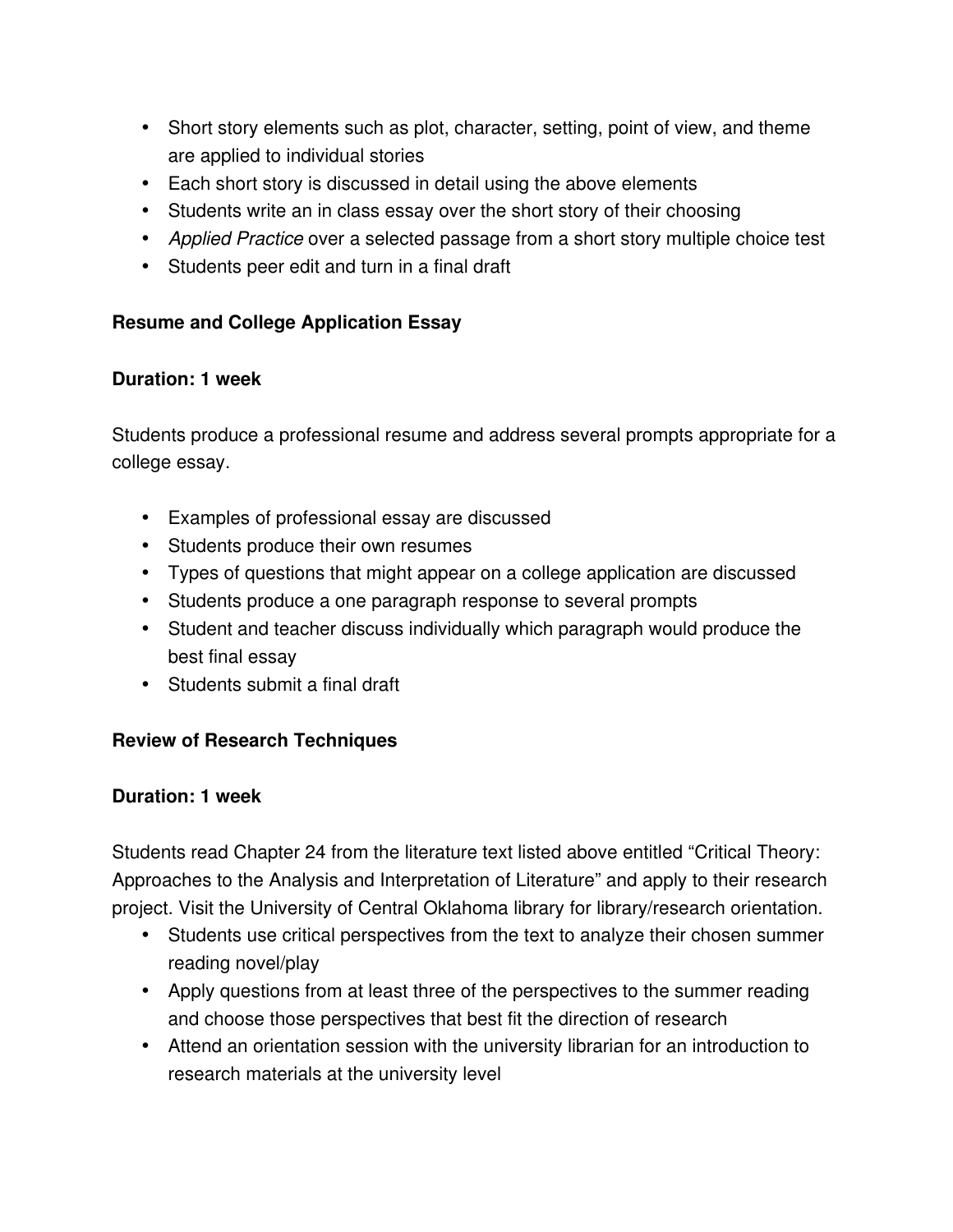- Short story elements such as plot, character, setting, point of view, and theme are applied to individual stories
- Each short story is discussed in detail using the above elements
- Students write an in class essay over the short story of their choosing
- *Applied Practice* over a selected passage from a short story multiple choice test
- Students peer edit and turn in a final draft

**Resume and College Application Essay**

**Duration: 1 week**

Students produce a professional resume and address several prompts appropriate for a college essay.

- Examples of professional essay are discussed
- Students produce their own resumes
- Types of questions that might appear on a college application are discussed
- Students produce a one paragraph response to several prompts
- Student and teacher discuss individually which paragraph would produce the best final essay
- Students submit a final draft

**Review of Research Techniques**

**Duration: 1 week**

Students read Chapter 24 from the literature text listed above entitled "Critical Theory: Approaches to the Analysis and Interpretation of Literature" and apply to their research project. Visit the University of Central Oklahoma library for library/research orientation.

- Students use critical perspectives from the text to analyze their chosen summer reading novel/play
- Apply questions from at least three of the perspectives to the summer reading and choose those perspectives that best fit the direction of research
- Attend an orientation session with the university librarian for an introduction to research materials at the university level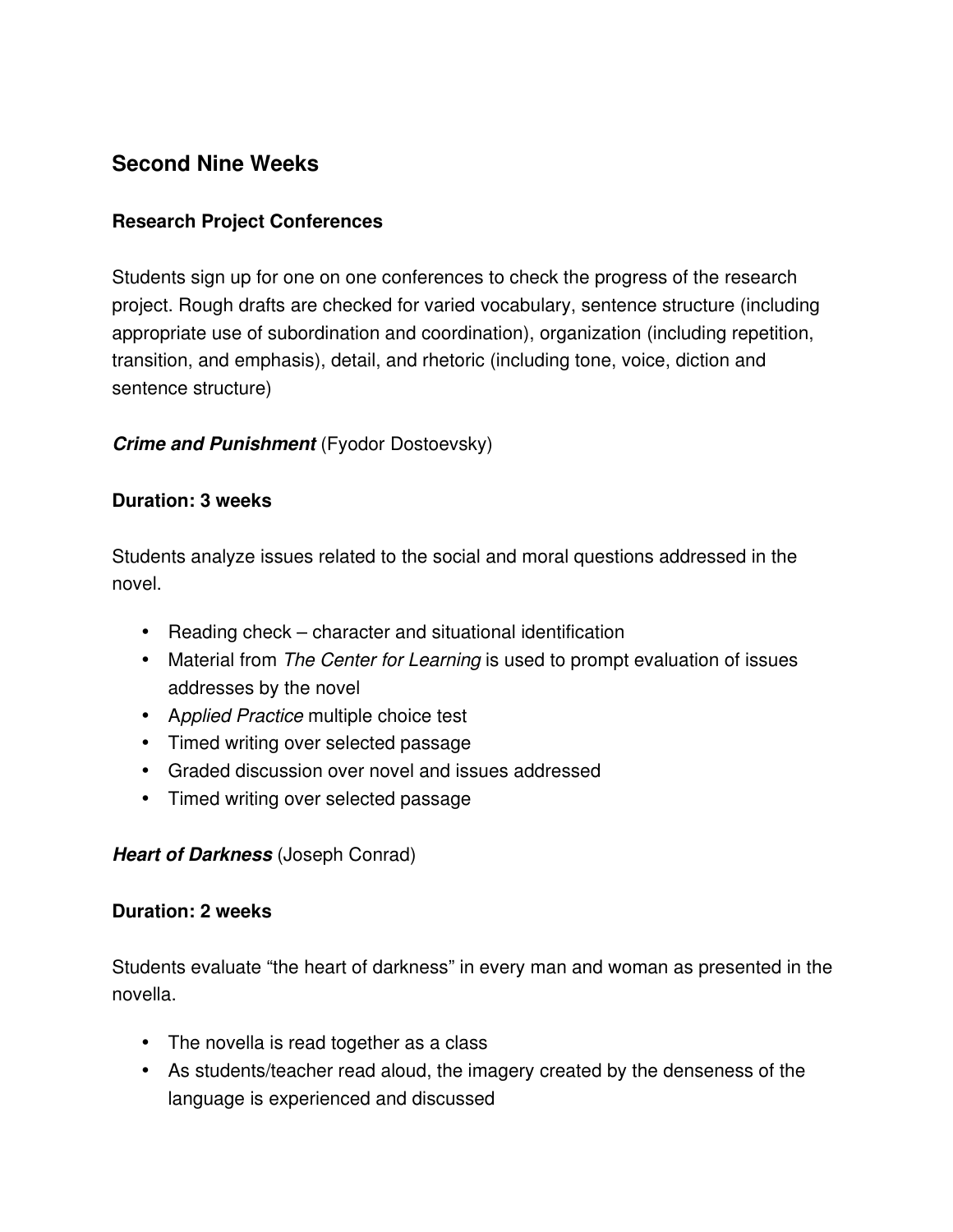## Second Nine Weeks

### Research Project Conferences

Students sign up for one on one conferences to check the progress of the research project. Rough drafts are checked for varied vocabulary, sentence structure (including appropriate use of subordination and coordination), organization (including repetition, transition, and emphasis), detail, and rhetoric (including tone, voice, diction and sentence structure)

***Crime and Punishment*** (Fyodor Dostoevsky)

**Duration: 3 weeks**

Students analyze issues related to the social and moral questions addressed in the novel.

- Reading check – character and situational identification
- Material from *The Center for Learning* is used to prompt evaluation of issues addresses by the novel
- A*pplied Practice* multiple choice test
- Timed writing over selected passage
- Graded discussion over novel and issues addressed
- Timed writing over selected passage

***Heart of Darkness*** (Joseph Conrad)

**Duration: 2 weeks**

Students evaluate "the heart of darkness" in every man and woman as presented in the novella.

- The novella is read together as a class
- As students/teacher read aloud, the imagery created by the denseness of the language is experienced and discussed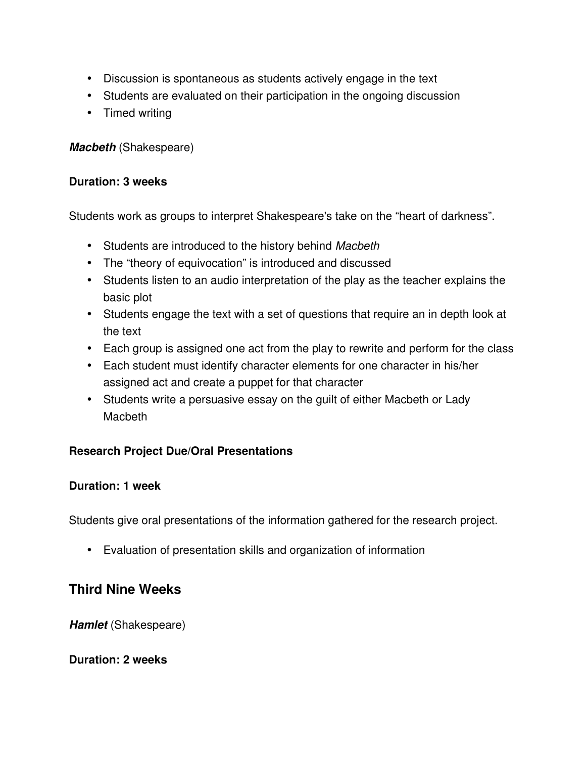- Discussion is spontaneous as students actively engage in the text
- Students are evaluated on their participation in the ongoing discussion
- Timed writing

***Macbeth*** (Shakespeare)

**Duration: 3 weeks**

Students work as groups to interpret Shakespeare's take on the "heart of darkness".

- Students are introduced to the history behind *Macbeth*
- The "theory of equivocation" is introduced and discussed
- Students listen to an audio interpretation of the play as the teacher explains the basic plot
- Students engage the text with a set of questions that require an in depth look at the text
- Each group is assigned one act from the play to rewrite and perform for the class
- Each student must identify character elements for one character in his/her assigned act and create a puppet for that character
- Students write a persuasive essay on the guilt of either Macbeth or Lady Macbeth

**Research Project Due/Oral Presentations**

**Duration: 1 week**

Students give oral presentations of the information gathered for the research project.

- Evaluation of presentation skills and organization of information

## Third Nine Weeks

***Hamlet*** (Shakespeare)

**Duration: 2 weeks**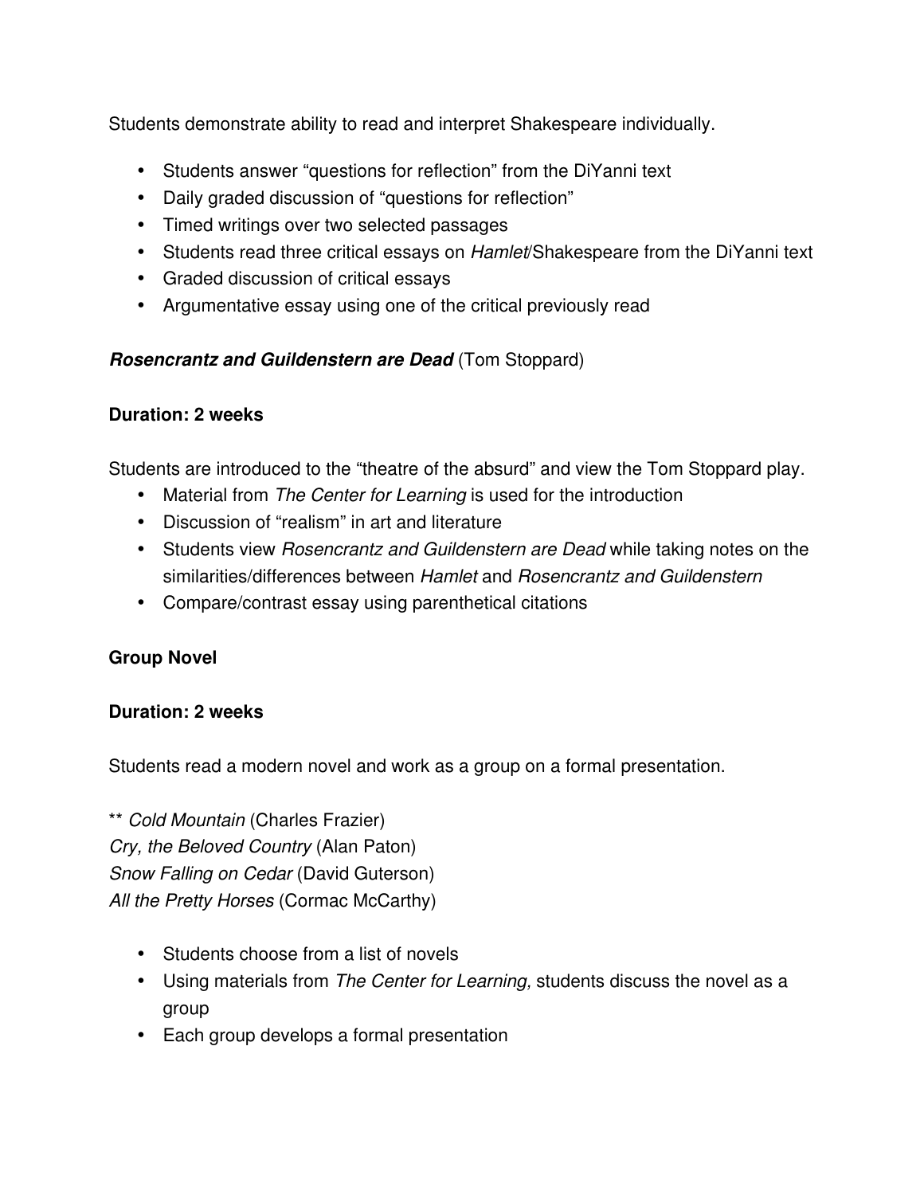Students demonstrate ability to read and interpret Shakespeare individually.

- Students answer “questions for reflection” from the DiYanni text
- Daily graded discussion of “questions for reflection”
- Timed writings over two selected passages
- Students read three critical essays on *Hamlet*/Shakespeare from the DiYanni text
- Graded discussion of critical essays
- Argumentative essay using one of the critical previously read

***Rosencrantz and Guildenstern are Dead*** (Tom Stoppard)

**Duration: 2 weeks**

Students are introduced to the “theatre of the absurd” and view the Tom Stoppard play.

- Material from *The Center for Learning* is used for the introduction
- Discussion of “realism” in art and literature
- Students view *Rosencrantz and Guildenstern are Dead* while taking notes on the similarities/differences between *Hamlet* and *Rosencrantz and Guildenstern*
- Compare/contrast essay using parenthetical citations

**Group Novel**

**Duration: 2 weeks**

Students read a modern novel and work as a group on a formal presentation.

** *Cold Mountain* (Charles Frazier)
*Cry, the Beloved Country* (Alan Paton)
*Snow Falling on Cedar* (David Guterson)
*All the Pretty Horses* (Cormac McCarthy)

- Students choose from a list of novels
- Using materials from *The Center for Learning,* students discuss the novel as a group
- Each group develops a formal presentation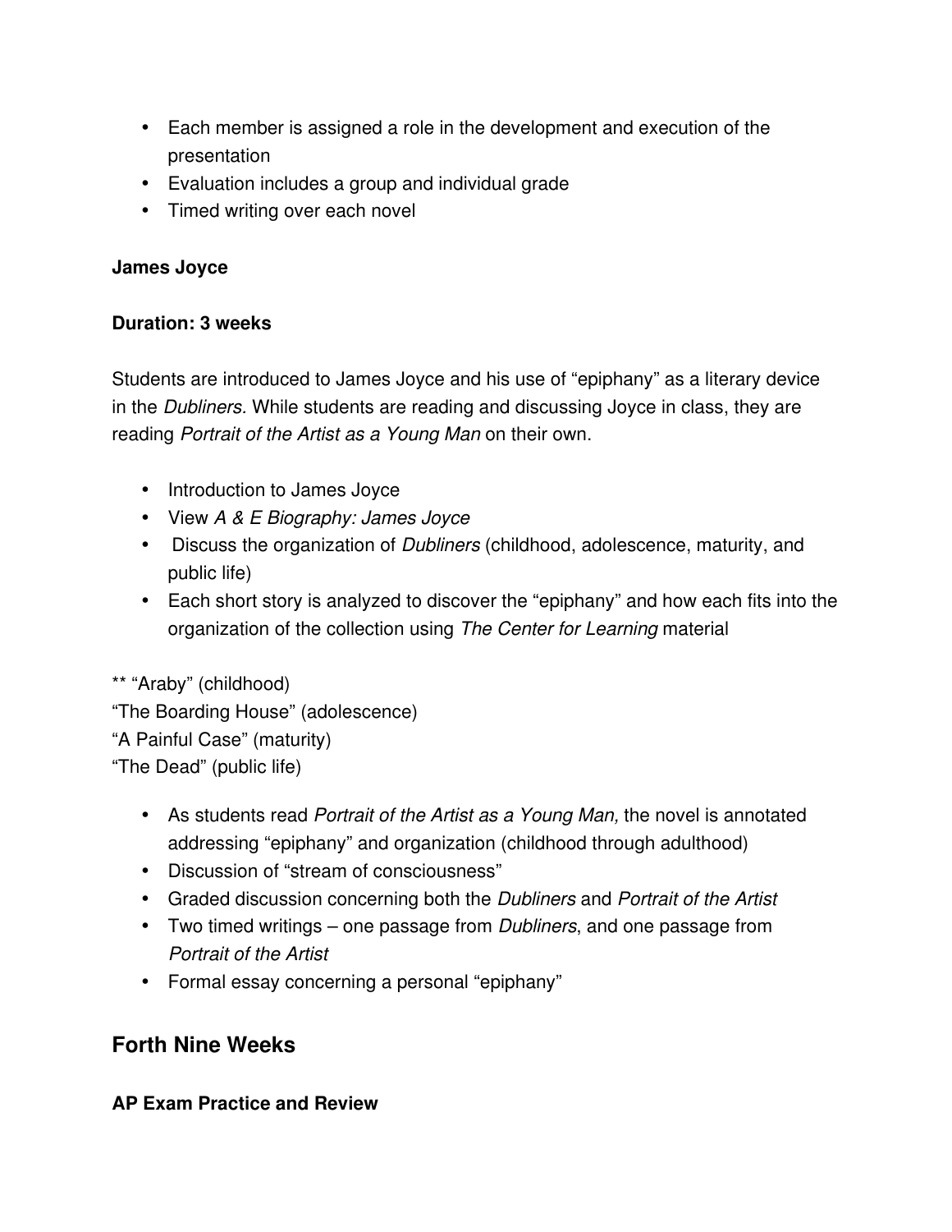- Each member is assigned a role in the development and execution of the presentation
- Evaluation includes a group and individual grade
- Timed writing over each novel

**James Joyce**

**Duration: 3 weeks**

Students are introduced to James Joyce and his use of "epiphany" as a literary device in the *Dubliners.* While students are reading and discussing Joyce in class, they are reading *Portrait of the Artist as a Young Man* on their own.

- Introduction to James Joyce
- View *A & E Biography: James Joyce*
- Discuss the organization of *Dubliners* (childhood, adolescence, maturity, and public life)
- Each short story is analyzed to discover the "epiphany" and how each fits into the organization of the collection using *The Center for Learning* material

** "Araby" (childhood)
"The Boarding House" (adolescence)
"A Painful Case" (maturity)
"The Dead" (public life)

- As students read *Portrait of the Artist as a Young Man,* the novel is annotated addressing "epiphany" and organization (childhood through adulthood)
- Discussion of "stream of consciousness"
- Graded discussion concerning both the *Dubliners* and *Portrait of the Artist*
- Two timed writings – one passage from *Dubliners*, and one passage from *Portrait of the Artist*
- Formal essay concerning a personal "epiphany"

## Forth Nine Weeks

**AP Exam Practice and Review**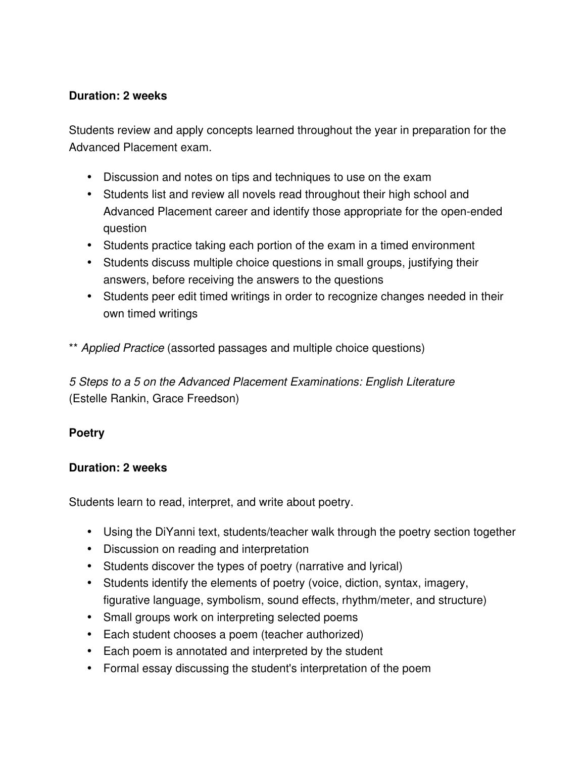**Duration: 2 weeks**

Students review and apply concepts learned throughout the year in preparation for the Advanced Placement exam.

- Discussion and notes on tips and techniques to use on the exam
- Students list and review all novels read throughout their high school and Advanced Placement career and identify those appropriate for the open-ended question
- Students practice taking each portion of the exam in a timed environment
- Students discuss multiple choice questions in small groups, justifying their answers, before receiving the answers to the questions
- Students peer edit timed writings in order to recognize changes needed in their own timed writings

** *Applied Practice* (assorted passages and multiple choice questions)

*5 Steps to a 5 on the Advanced Placement Examinations: English Literature* (Estelle Rankin, Grace Freedson)

**Poetry**

**Duration: 2 weeks**

Students learn to read, interpret, and write about poetry.

- Using the DiYanni text, students/teacher walk through the poetry section together
- Discussion on reading and interpretation
- Students discover the types of poetry (narrative and lyrical)
- Students identify the elements of poetry (voice, diction, syntax, imagery, figurative language, symbolism, sound effects, rhythm/meter, and structure)
- Small groups work on interpreting selected poems
- Each student chooses a poem (teacher authorized)
- Each poem is annotated and interpreted by the student
- Formal essay discussing the student's interpretation of the poem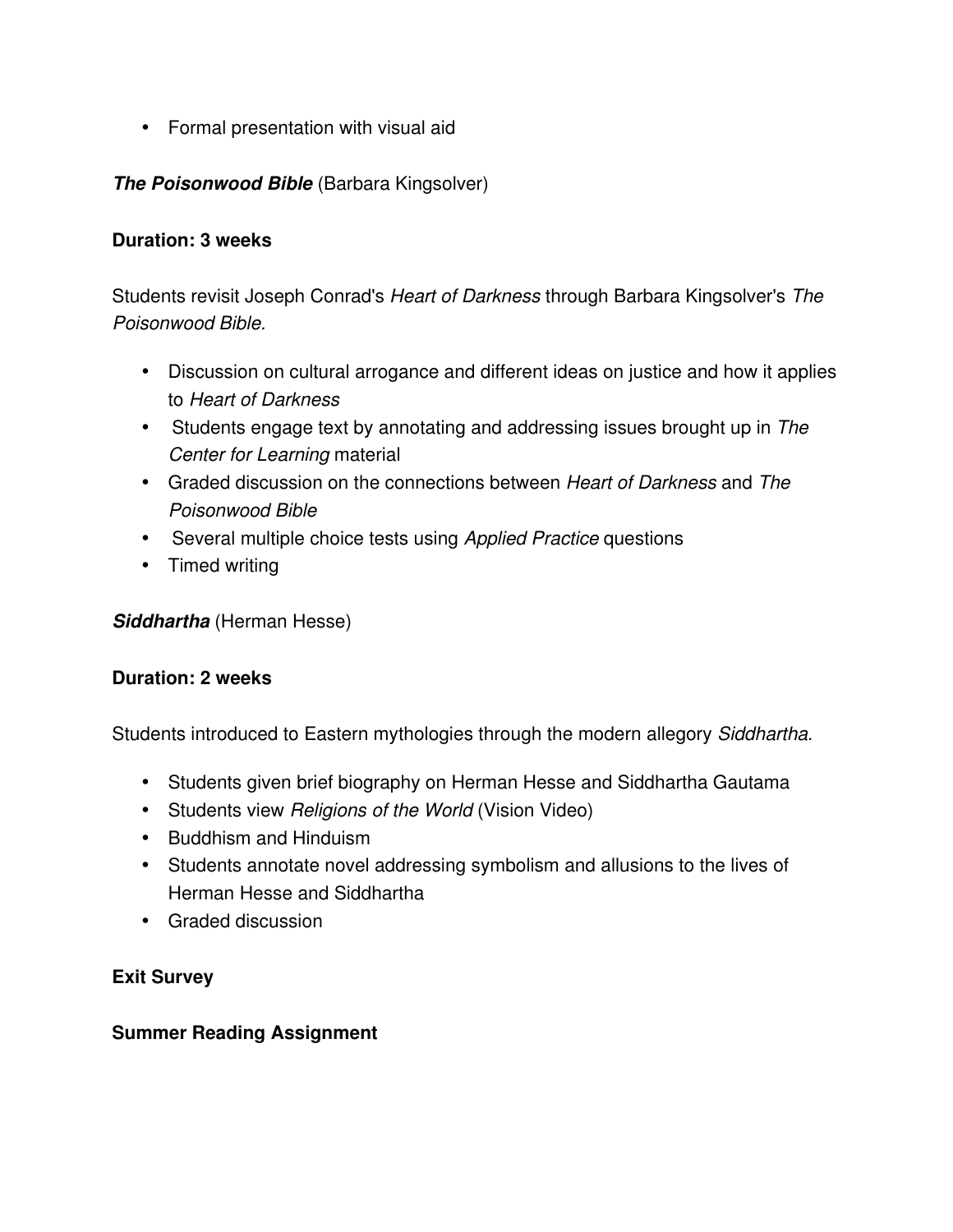- Formal presentation with visual aid

***The Poisonwood Bible*** (Barbara Kingsolver)

**Duration: 3 weeks**

Students revisit Joseph Conrad's *Heart of Darkness* through Barbara Kingsolver's *The Poisonwood Bible.*

- Discussion on cultural arrogance and different ideas on justice and how it applies to *Heart of Darkness*
- Students engage text by annotating and addressing issues brought up in *The Center for Learning* material
- Graded discussion on the connections between *Heart of Darkness* and *The Poisonwood Bible*
- Several multiple choice tests using *Applied Practice* questions
- Timed writing

***Siddhartha*** (Herman Hesse)

**Duration: 2 weeks**

Students introduced to Eastern mythologies through the modern allegory *Siddhartha.*

- Students given brief biography on Herman Hesse and Siddhartha Gautama
- Students view *Religions of the World* (Vision Video)
- Buddhism and Hinduism
- Students annotate novel addressing symbolism and allusions to the lives of Herman Hesse and Siddhartha
- Graded discussion

**Exit Survey**

**Summer Reading Assignment**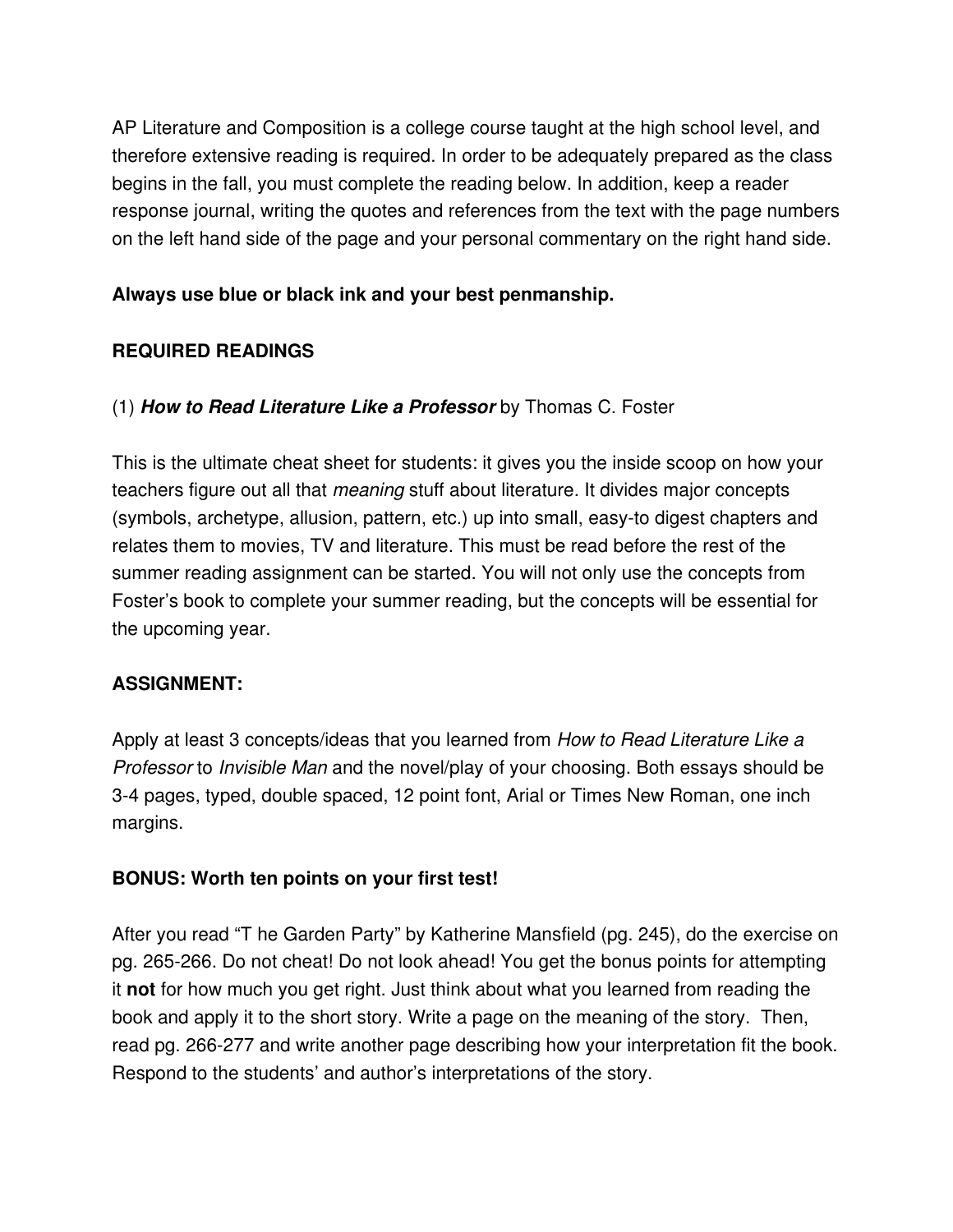AP Literature and Composition is a college course taught at the high school level, and therefore extensive reading is required. In order to be adequately prepared as the class begins in the fall, you must complete the reading below. In addition, keep a reader response journal, writing the quotes and references from the text with the page numbers on the left hand side of the page and your personal commentary on the right hand side.

**Always use blue or black ink and your best penmanship.**

**REQUIRED READINGS**

(1) ***How to Read Literature Like a Professor*** by Thomas C. Foster

This is the ultimate cheat sheet for students: it gives you the inside scoop on how your teachers figure out all that *meaning* stuff about literature. It divides major concepts (symbols, archetype, allusion, pattern, etc.) up into small, easy-to digest chapters and relates them to movies, TV and literature. This must be read before the rest of the summer reading assignment can be started. You will not only use the concepts from Foster's book to complete your summer reading, but the concepts will be essential for the upcoming year.

**ASSIGNMENT:**

Apply at least 3 concepts/ideas that you learned from *How to Read Literature Like a Professor* to *Invisible Man* and the novel/play of your choosing. Both essays should be 3-4 pages, typed, double spaced, 12 point font, Arial or Times New Roman, one inch margins.

**BONUS: Worth ten points on your first test!**

After you read "T he Garden Party" by Katherine Mansfield (pg. 245), do the exercise on pg. 265-266. Do not cheat! Do not look ahead! You get the bonus points for attempting it **not** for how much you get right. Just think about what you learned from reading the book and apply it to the short story. Write a page on the meaning of the story. Then, read pg. 266-277 and write another page describing how your interpretation fit the book. Respond to the students' and author's interpretations of the story.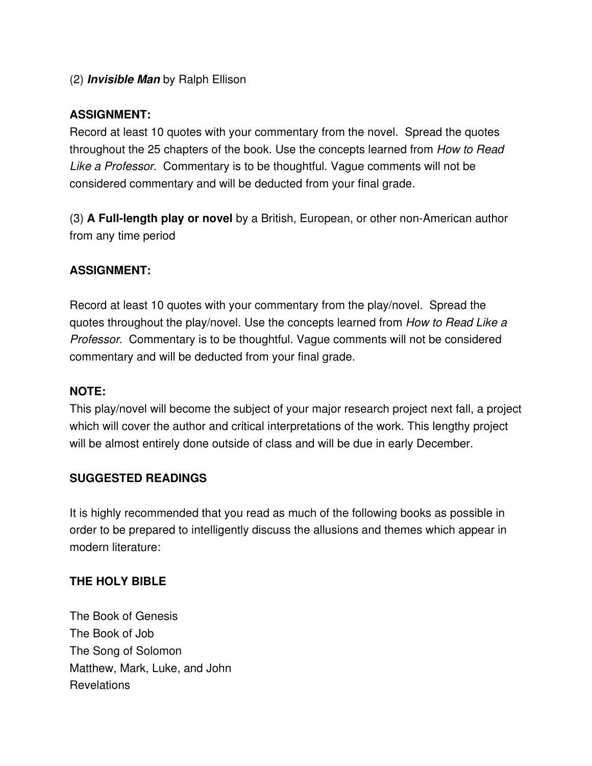(2) ***Invisible Man*** by Ralph Ellison

**ASSIGNMENT:**
Record at least 10 quotes with your commentary from the novel. Spread the quotes throughout the 25 chapters of the book. Use the concepts learned from *How to Read Like a Professor*. Commentary is to be thoughtful. Vague comments will not be considered commentary and will be deducted from your final grade.

(3) **A Full-length play or novel** by a British, European, or other non-American author from any time period

**ASSIGNMENT:**

Record at least 10 quotes with your commentary from the play/novel. Spread the quotes throughout the play/novel. Use the concepts learned from *How to Read Like a Professor*. Commentary is to be thoughtful. Vague comments will not be considered commentary and will be deducted from your final grade.

**NOTE:**
This play/novel will become the subject of your major research project next fall, a project which will cover the author and critical interpretations of the work. This lengthy project will be almost entirely done outside of class and will be due in early December.

**SUGGESTED READINGS**

It is highly recommended that you read as much of the following books as possible in order to be prepared to intelligently discuss the allusions and themes which appear in modern literature:

**THE HOLY BIBLE**

The Book of Genesis
The Book of Job
The Song of Solomon
Matthew, Mark, Luke, and John
Revelations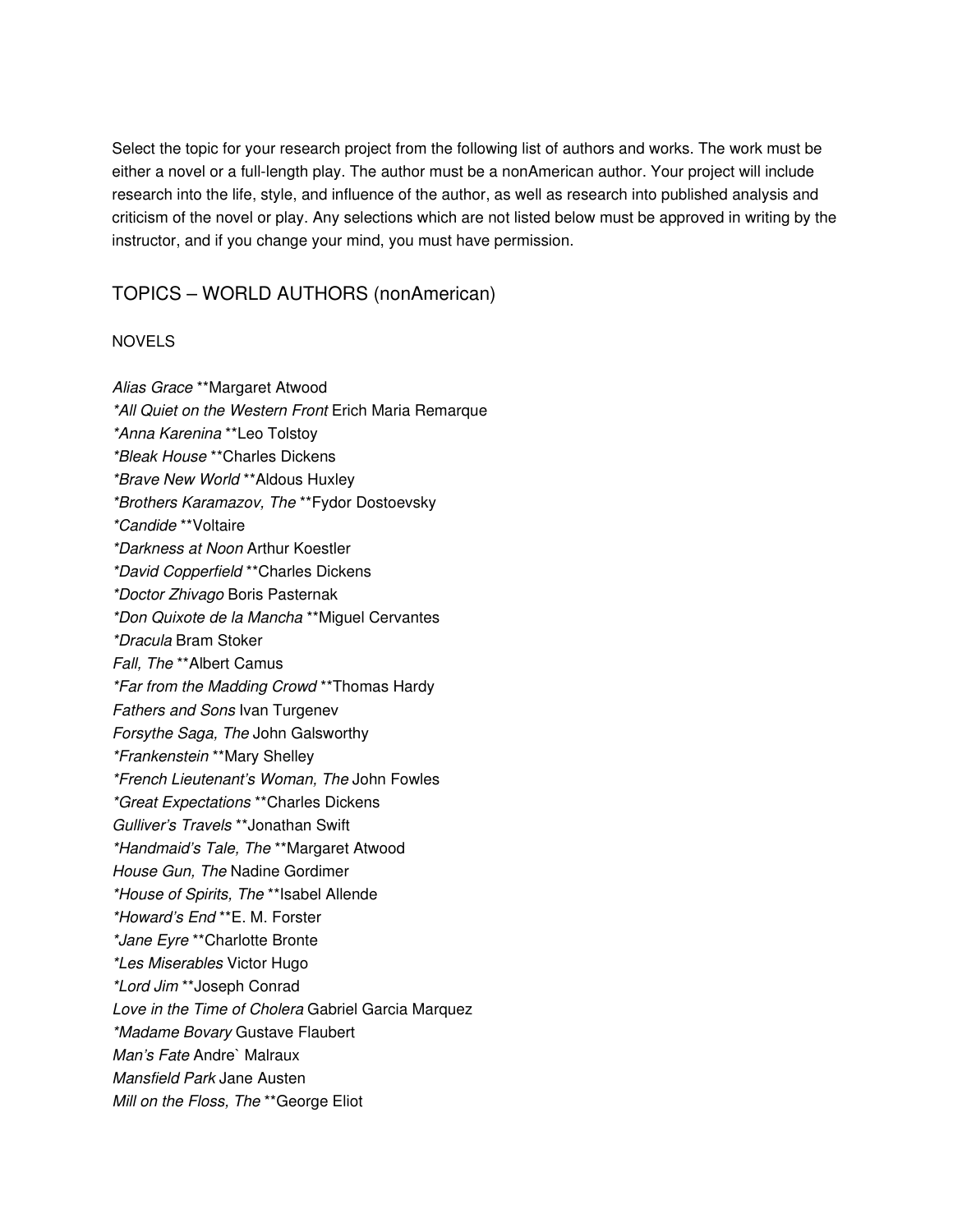Select the topic for your research project from the following list of authors and works. The work must be either a novel or a full-length play. The author must be a nonAmerican author. Your project will include research into the life, style, and influence of the author, as well as research into published analysis and criticism of the novel or play. Any selections which are not listed below must be approved in writing by the instructor, and if you change your mind, you must have permission.

## TOPICS – WORLD AUTHORS (nonAmerican)

### NOVELS

_Alias Grace_ **Margaret Atwood
_*All Quiet on the Western Front_ Erich Maria Remarque
_*Anna Karenina_ **Leo Tolstoy
_*Bleak House_ **Charles Dickens
_*Brave New World_ **Aldous Huxley
_*Brothers Karamazov, The_ **Fydor Dostoevsky
_*Candide_ **Voltaire
_*Darkness at Noon_ Arthur Koestler
_*David Copperfield_ **Charles Dickens
_*Doctor Zhivago_ Boris Pasternak
_*Don Quixote de la Mancha_ **Miguel Cervantes
_*Dracula_ Bram Stoker
_Fall, The_ **Albert Camus
_*Far from the Madding Crowd_ **Thomas Hardy
_Fathers and Sons_ Ivan Turgenev
_Forsythe Saga, The_ John Galsworthy
_*Frankenstein_ **Mary Shelley
_*French Lieutenant's Woman, The_ John Fowles
_*Great Expectations_ **Charles Dickens
_Gulliver's Travels_ **Jonathan Swift
_*Handmaid's Tale, The_ **Margaret Atwood
_House Gun, The_ Nadine Gordimer
_*House of Spirits, The_ **Isabel Allende
_*Howard's End_ **E. M. Forster
_*Jane Eyre_ **Charlotte Bronte
_*Les Miserables_ Victor Hugo
_*Lord Jim_ **Joseph Conrad
_Love in the Time of Cholera_ Gabriel Garcia Marquez
_*Madame Bovary_ Gustave Flaubert
_Man's Fate_ Andre` Malraux
_Mansfield Park_ Jane Austen
_Mill on the Floss, The_ **George Eliot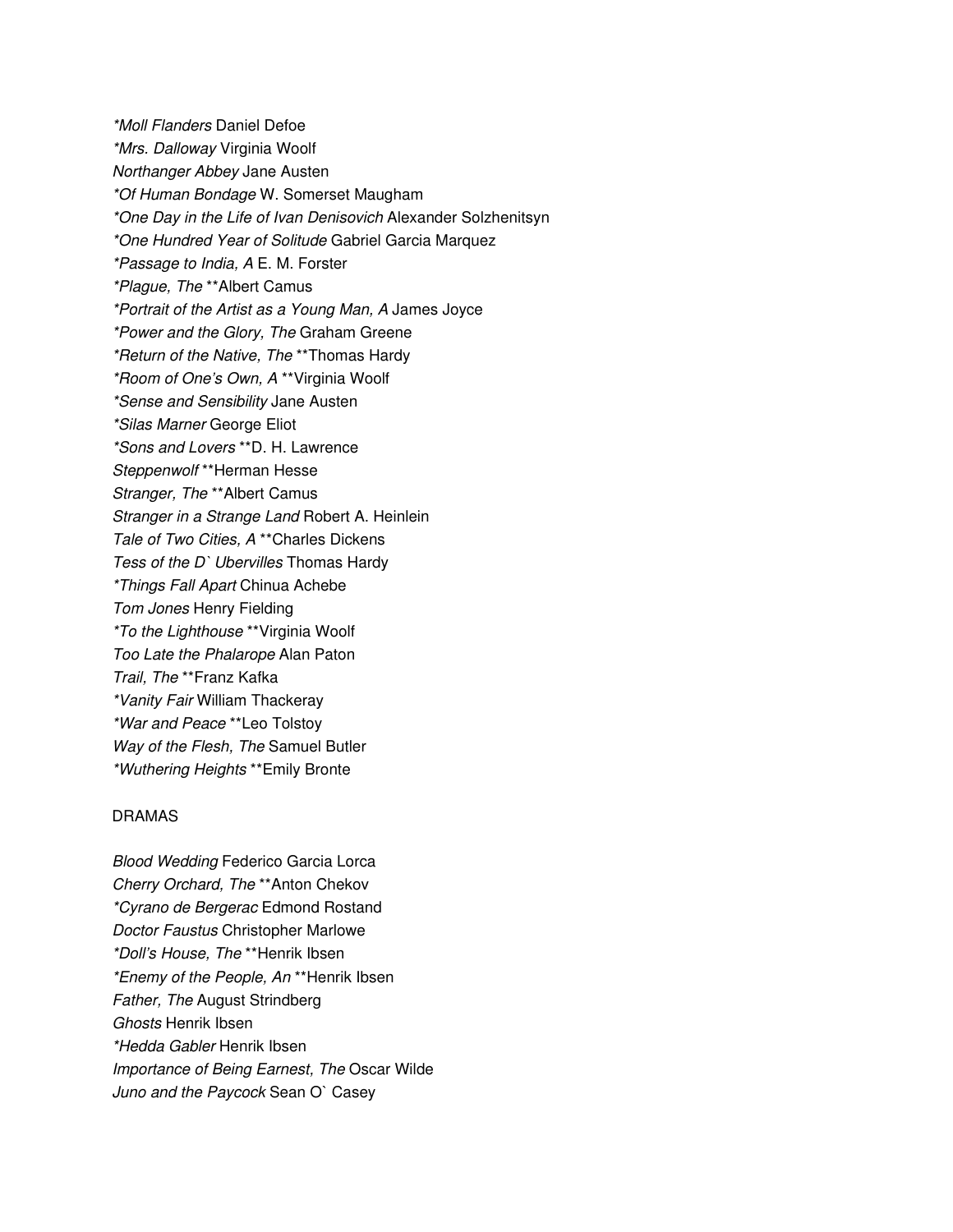*\*Moll Flanders* Daniel Defoe

*\*Mrs. Dalloway* Virginia Woolf

*Northanger Abbey* Jane Austen

*\*Of Human Bondage* W. Somerset Maugham

*\*One Day in the Life of Ivan Denisovich* Alexander Solzhenitsyn

*\*One Hundred Year of Solitude* Gabriel Garcia Marquez

*\*Passage to India, A* E. M. Forster

*\*Plague, The* **Albert Camus

*\*Portrait of the Artist as a Young Man, A* James Joyce

*\*Power and the Glory, The* Graham Greene

*\*Return of the Native, The* **Thomas Hardy

*\*Room of One's Own, A* **Virginia Woolf

*\*Sense and Sensibility* Jane Austen

*\*Silas Marner* George Eliot

*\*Sons and Lovers* **D. H. Lawrence

*Steppenwolf* **Herman Hesse

*Stranger, The* **Albert Camus

*Stranger in a Strange Land* Robert A. Heinlein

*Tale of Two Cities, A* **Charles Dickens

*Tess of the D` Ubervilles* Thomas Hardy

*\*Things Fall Apart* Chinua Achebe

*Tom Jones* Henry Fielding

*\*To the Lighthouse* **Virginia Woolf

*Too Late the Phalarope* Alan Paton

*Trail, The* **Franz Kafka

*\*Vanity Fair* William Thackeray

*\*War and Peace* **Leo Tolstoy

*Way of the Flesh, The* Samuel Butler

*\*Wuthering Heights* **Emily Bronte

DRAMAS

*Blood Wedding* Federico Garcia Lorca

*Cherry Orchard, The* **Anton Chekov

*\*Cyrano de Bergerac* Edmond Rostand

*Doctor Faustus* Christopher Marlowe

*\*Doll's House, The* **Henrik Ibsen

*\*Enemy of the People, An* **Henrik Ibsen

*Father, The* August Strindberg

*Ghosts* Henrik Ibsen

*\*Hedda Gabler* Henrik Ibsen

*Importance of Being Earnest, The* Oscar Wilde

*Juno and the Paycock* Sean O` Casey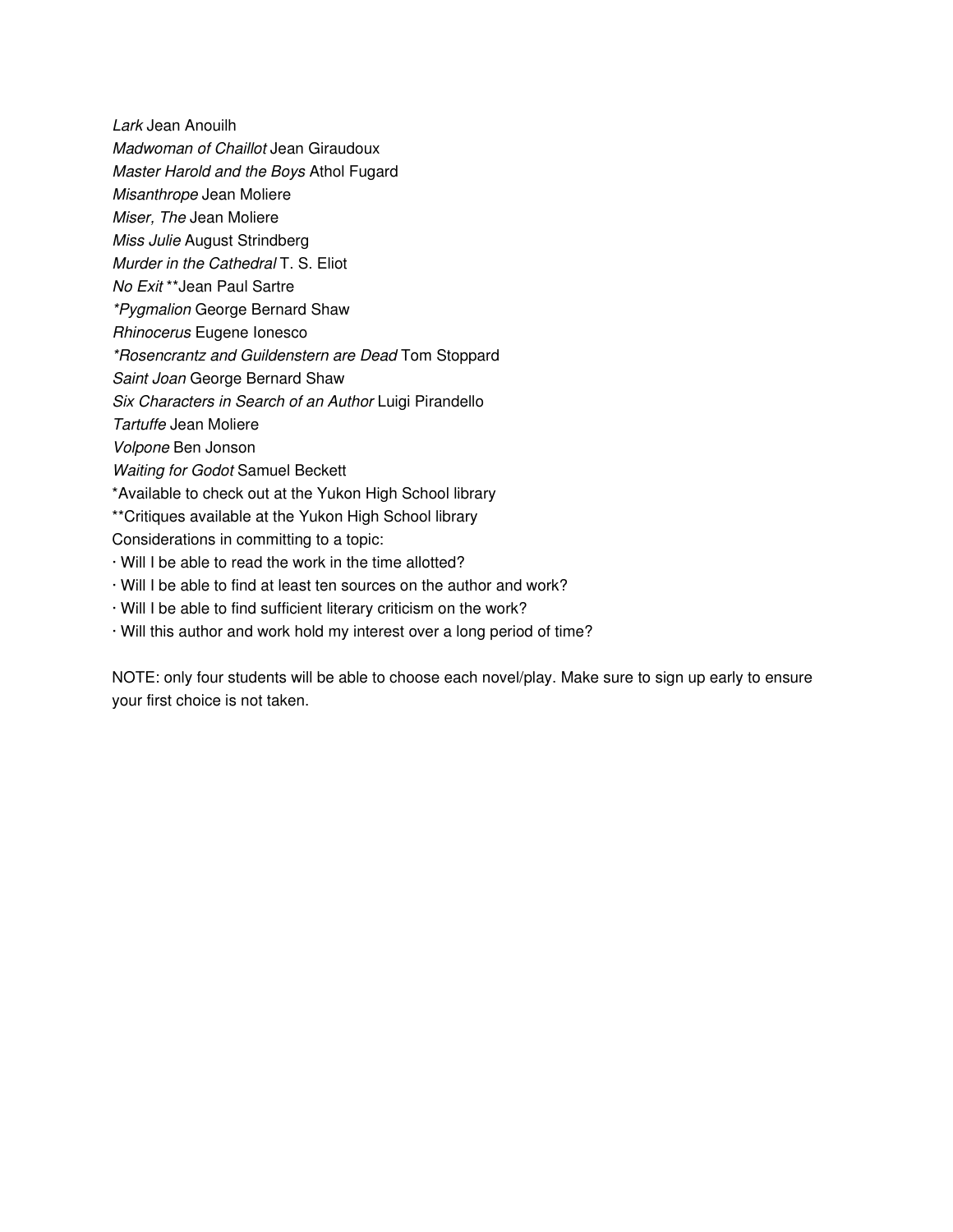*Lark* Jean Anouilh
*Madwoman of Chaillot* Jean Giraudoux
*Master Harold and the Boys* Athol Fugard
*Misanthrope* Jean Moliere
*Miser, The* Jean Moliere
*Miss Julie* August Strindberg
*Murder in the Cathedral* T. S. Eliot
*No Exit* **Jean Paul Sartre
**Pygmalion* George Bernard Shaw
*Rhinocerus* Eugene Ionesco
**Rosencrantz and Guildenstern are Dead* Tom Stoppard
*Saint Joan* George Bernard Shaw
*Six Characters in Search of an Author* Luigi Pirandello
*Tartuffe* Jean Moliere
*Volpone* Ben Jonson
*Waiting for Godot* Samuel Beckett
*Available to check out at the Yukon High School library
**Critiques available at the Yukon High School library
Considerations in committing to a topic:
· Will I be able to read the work in the time allotted?
· Will I be able to find at least ten sources on the author and work?
· Will I be able to find sufficient literary criticism on the work?
· Will this author and work hold my interest over a long period of time?

NOTE: only four students will be able to choose each novel/play. Make sure to sign up early to ensure your first choice is not taken.